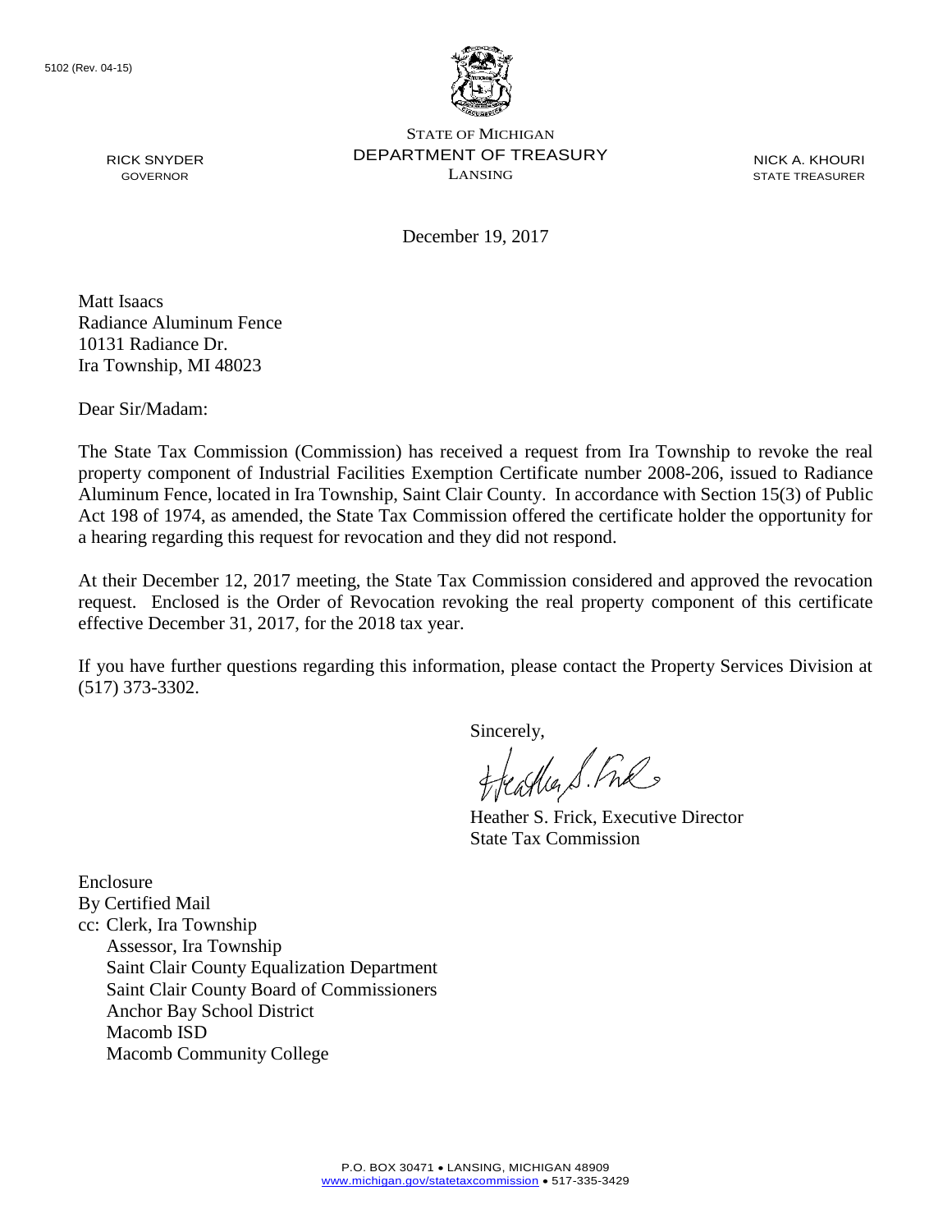5102 (Rev. 04-15)

STATE OF MICHIGAN
DEPARTMENT OF TREASURY
LANSING

RICK SNYDER
GOVERNOR

NICK A. KHOURI
STATE TREASURER

December 19, 2017

Matt Isaacs
Radiance Aluminum Fence
10131 Radiance Dr.
Ira Township, MI 48023

Dear Sir/Madam:

The State Tax Commission (Commission) has received a request from Ira Township to revoke the real property component of Industrial Facilities Exemption Certificate number 2008-206, issued to Radiance Aluminum Fence, located in Ira Township, Saint Clair County. In accordance with Section 15(3) of Public Act 198 of 1974, as amended, the State Tax Commission offered the certificate holder the opportunity for a hearing regarding this request for revocation and they did not respond.

At their December 12, 2017 meeting, the State Tax Commission considered and approved the revocation request. Enclosed is the Order of Revocation revoking the real property component of this certificate effective December 31, 2017, for the 2018 tax year.

If you have further questions regarding this information, please contact the Property Services Division at (517) 373-3302.

Sincerely,

Heather S. Frick, Executive Director
State Tax Commission

Enclosure
By Certified Mail
cc: Clerk, Ira Township
Assessor, Ira Township
Saint Clair County Equalization Department
Saint Clair County Board of Commissioners
Anchor Bay School District
Macomb ISD
Macomb Community College

P.O. BOX 30471 • LANSING, MICHIGAN 48909
www.michigan.gov/statetaxcommission • 517-335-3429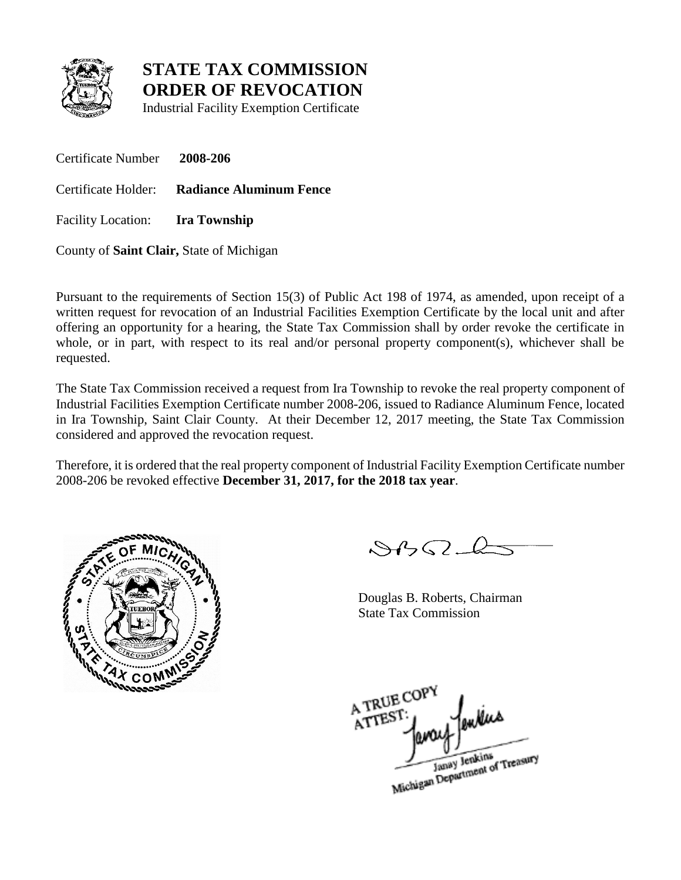# STATE TAX COMMISSION
# ORDER OF REVOCATION
Industrial Facility Exemption Certificate

Certificate Number **2008-206**

Certificate Holder: **Radiance Aluminum Fence**

Facility Location: **Ira Township**

County of **Saint Clair,** State of Michigan

Pursuant to the requirements of Section 15(3) of Public Act 198 of 1974, as amended, upon receipt of a written request for revocation of an Industrial Facilities Exemption Certificate by the local unit and after offering an opportunity for a hearing, the State Tax Commission shall by order revoke the certificate in whole, or in part, with respect to its real and/or personal property component(s), whichever shall be requested.

The State Tax Commission received a request from Ira Township to revoke the real property component of Industrial Facilities Exemption Certificate number 2008-206, issued to Radiance Aluminum Fence, located in Ira Township, Saint Clair County. At their December 12, 2017 meeting, the State Tax Commission considered and approved the revocation request.

Therefore, it is ordered that the real property component of Industrial Facility Exemption Certificate number 2008-206 be revoked effective **December 31, 2017, for the 2018 tax year**.

Douglas B. Roberts, Chairman
State Tax Commission

A TRUE COPY
ATTEST:
Janay Jenkins
Michigan Department of Treasury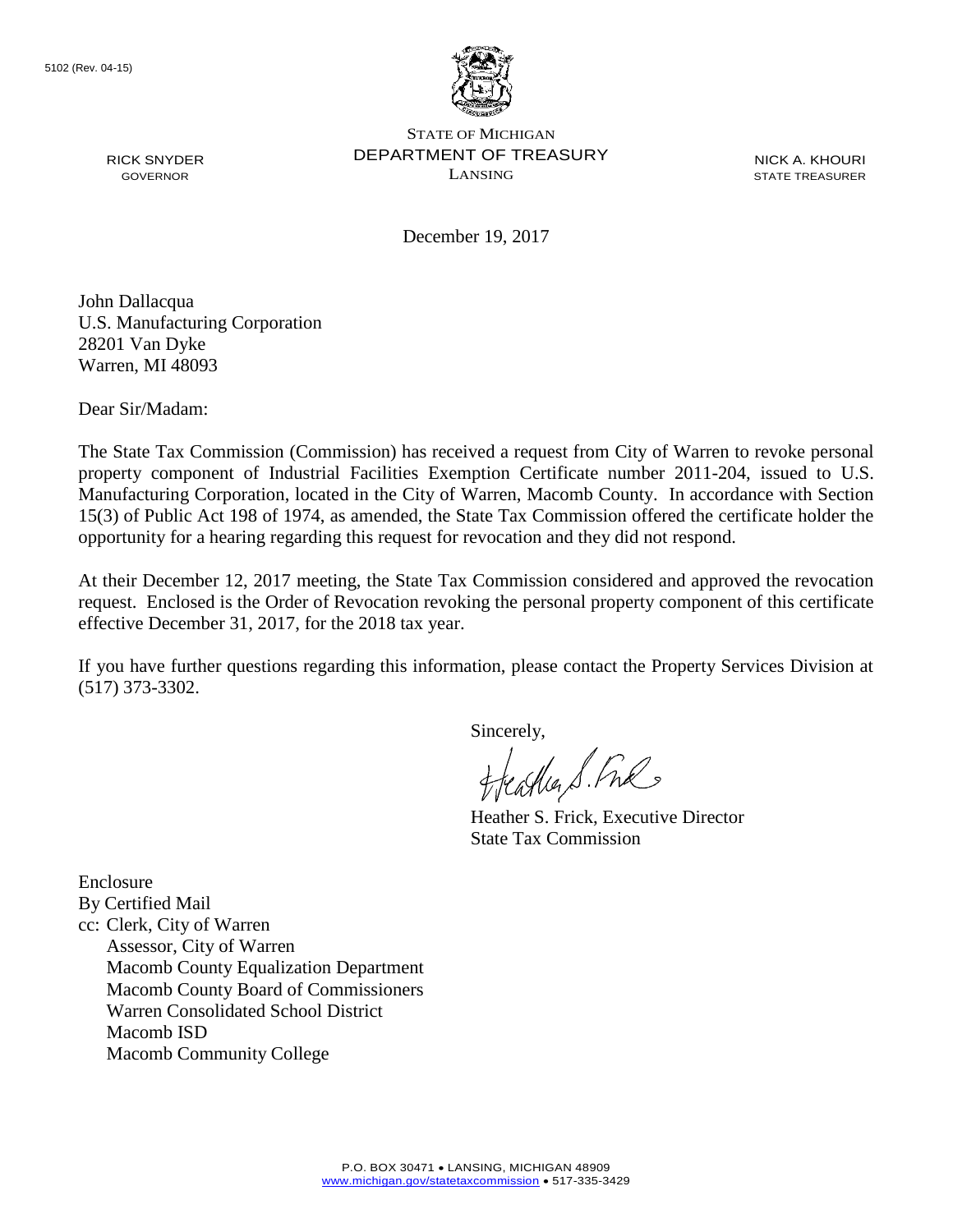5102 (Rev. 04-15)

STATE OF MICHIGAN
DEPARTMENT OF TREASURY
LANSING

RICK SNYDER
GOVERNOR

NICK A. KHOURI
STATE TREASURER

December 19, 2017

John Dallacqua
U.S. Manufacturing Corporation
28201 Van Dyke
Warren, MI 48093

Dear Sir/Madam:

The State Tax Commission (Commission) has received a request from City of Warren to revoke personal property component of Industrial Facilities Exemption Certificate number 2011-204, issued to U.S. Manufacturing Corporation, located in the City of Warren, Macomb County. In accordance with Section 15(3) of Public Act 198 of 1974, as amended, the State Tax Commission offered the certificate holder the opportunity for a hearing regarding this request for revocation and they did not respond.

At their December 12, 2017 meeting, the State Tax Commission considered and approved the revocation request. Enclosed is the Order of Revocation revoking the personal property component of this certificate effective December 31, 2017, for the 2018 tax year.

If you have further questions regarding this information, please contact the Property Services Division at (517) 373-3302.

Sincerely,

Heather S. Frick, Executive Director
State Tax Commission

Enclosure
By Certified Mail
cc: Clerk, City of Warren
Assessor, City of Warren
Macomb County Equalization Department
Macomb County Board of Commissioners
Warren Consolidated School District
Macomb ISD
Macomb Community College

P.O. BOX 30471 • LANSING, MICHIGAN 48909
www.michigan.gov/statetaxcommission • 517-335-3429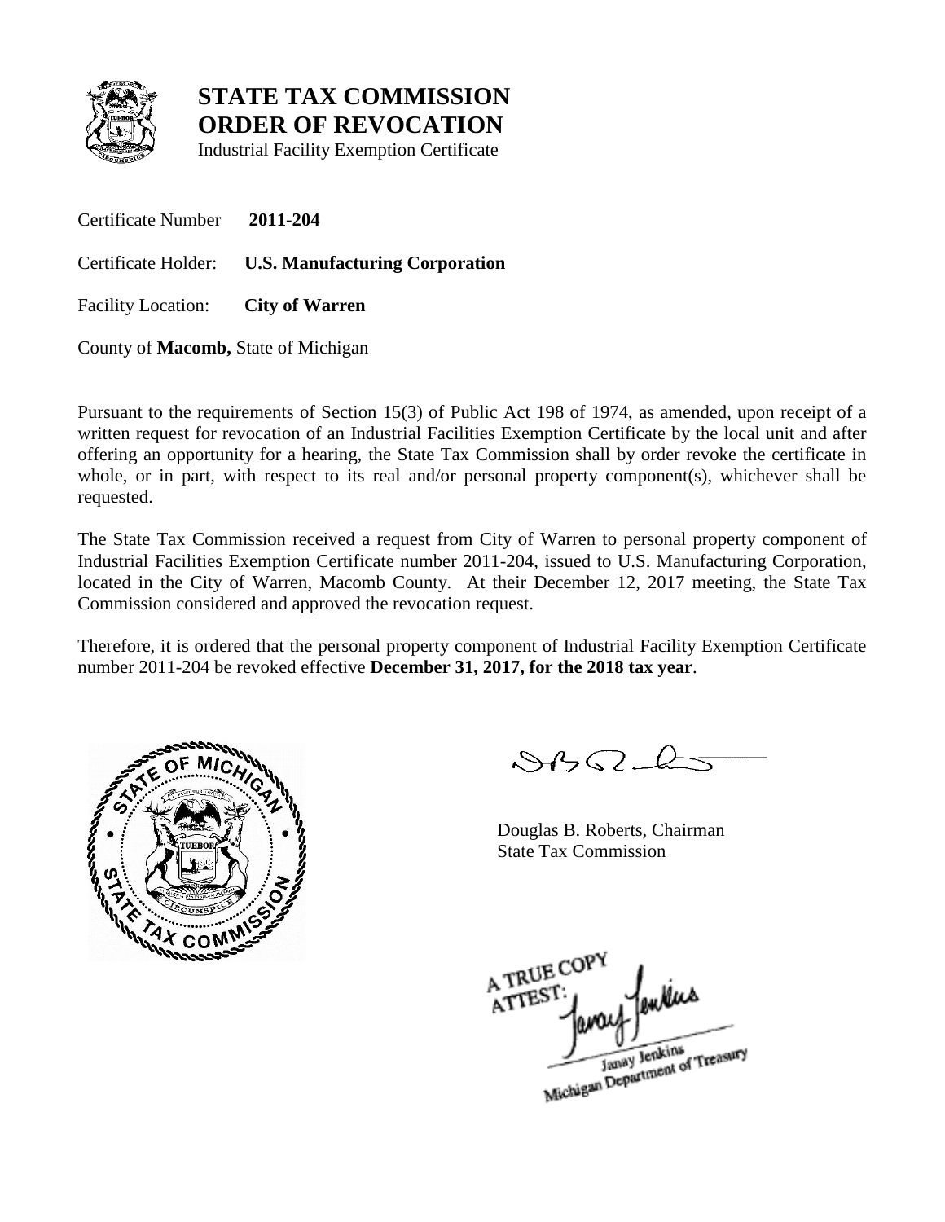# STATE TAX COMMISSION
# ORDER OF REVOCATION

Industrial Facility Exemption Certificate

Certificate Number **2011-204**

Certificate Holder: **U.S. Manufacturing Corporation**

Facility Location: **City of Warren**

County of **Macomb,** State of Michigan

Pursuant to the requirements of Section 15(3) of Public Act 198 of 1974, as amended, upon receipt of a written request for revocation of an Industrial Facilities Exemption Certificate by the local unit and after offering an opportunity for a hearing, the State Tax Commission shall by order revoke the certificate in whole, or in part, with respect to its real and/or personal property component(s), whichever shall be requested.

The State Tax Commission received a request from City of Warren to personal property component of Industrial Facilities Exemption Certificate number 2011-204, issued to U.S. Manufacturing Corporation, located in the City of Warren, Macomb County. At their December 12, 2017 meeting, the State Tax Commission considered and approved the revocation request.

Therefore, it is ordered that the personal property component of Industrial Facility Exemption Certificate number 2011-204 be revoked effective **December 31, 2017, for the 2018 tax year**.

Douglas B. Roberts, Chairman
State Tax Commission

A TRUE COPY
ATTEST:
Janay Jenkins
Michigan Department of Treasury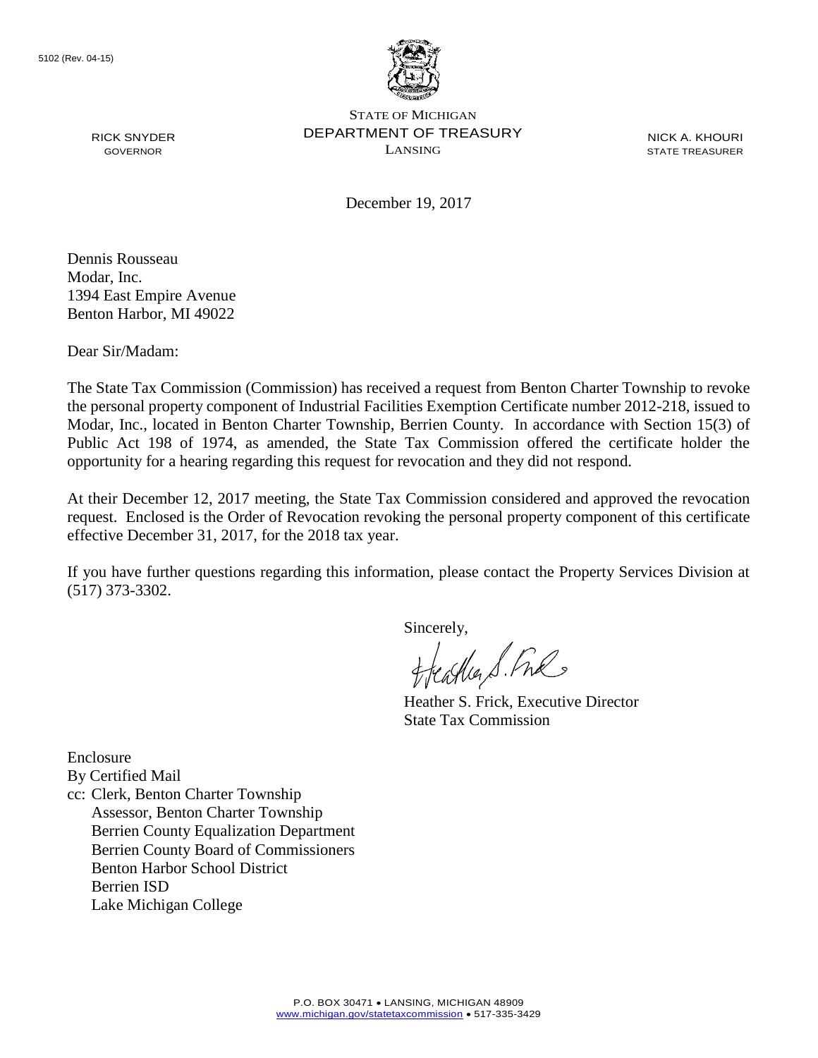5102 (Rev. 04-15)

STATE OF MICHIGAN
DEPARTMENT OF TREASURY
LANSING

RICK SNYDER
GOVERNOR

NICK A. KHOURI
STATE TREASURER

December 19, 2017

Dennis Rousseau
Modar, Inc.
1394 East Empire Avenue
Benton Harbor, MI 49022

Dear Sir/Madam:

The State Tax Commission (Commission) has received a request from Benton Charter Township to revoke the personal property component of Industrial Facilities Exemption Certificate number 2012-218, issued to Modar, Inc., located in Benton Charter Township, Berrien County. In accordance with Section 15(3) of Public Act 198 of 1974, as amended, the State Tax Commission offered the certificate holder the opportunity for a hearing regarding this request for revocation and they did not respond.

At their December 12, 2017 meeting, the State Tax Commission considered and approved the revocation request. Enclosed is the Order of Revocation revoking the personal property component of this certificate effective December 31, 2017, for the 2018 tax year.

If you have further questions regarding this information, please contact the Property Services Division at (517) 373-3302.

Sincerely,

Heather S. Frick, Executive Director
State Tax Commission

Enclosure
By Certified Mail
cc: Clerk, Benton Charter Township
Assessor, Benton Charter Township
Berrien County Equalization Department
Berrien County Board of Commissioners
Benton Harbor School District
Berrien ISD
Lake Michigan College

P.O. BOX 30471 • LANSING, MICHIGAN 48909
www.michigan.gov/statetaxcommission • 517-335-3429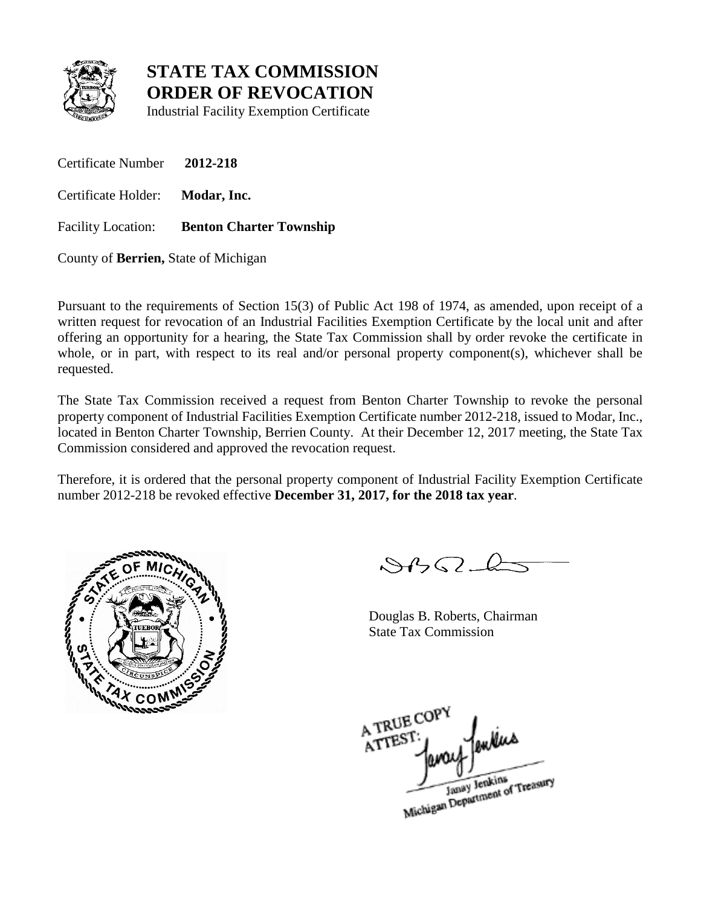# STATE TAX COMMISSION
# ORDER OF REVOCATION

Industrial Facility Exemption Certificate

Certificate Number **2012-218**

Certificate Holder: **Modar, Inc.**

Facility Location: **Benton Charter Township**

County of **Berrien,** State of Michigan

Pursuant to the requirements of Section 15(3) of Public Act 198 of 1974, as amended, upon receipt of a written request for revocation of an Industrial Facilities Exemption Certificate by the local unit and after offering an opportunity for a hearing, the State Tax Commission shall by order revoke the certificate in whole, or in part, with respect to its real and/or personal property component(s), whichever shall be requested.

The State Tax Commission received a request from Benton Charter Township to revoke the personal property component of Industrial Facilities Exemption Certificate number 2012-218, issued to Modar, Inc., located in Benton Charter Township, Berrien County. At their December 12, 2017 meeting, the State Tax Commission considered and approved the revocation request.

Therefore, it is ordered that the personal property component of Industrial Facility Exemption Certificate number 2012-218 be revoked effective **December 31, 2017, for the 2018 tax year**.

Douglas B. Roberts, Chairman
State Tax Commission

A TRUE COPY
ATTEST:
Janay Jenkins
Michigan Department of Treasury